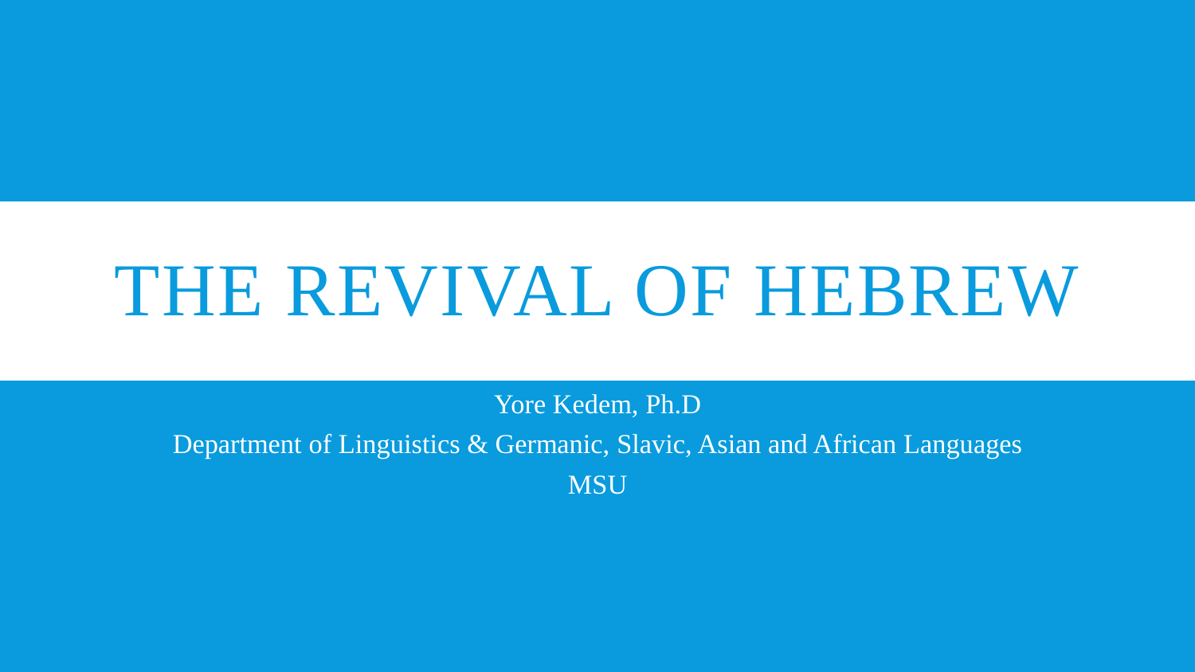# THE REVIVAL OF HEBREW

Yore Kedem, Ph.D

Department of Linguistics & Germanic, Slavic, Asian and African Languages

MSU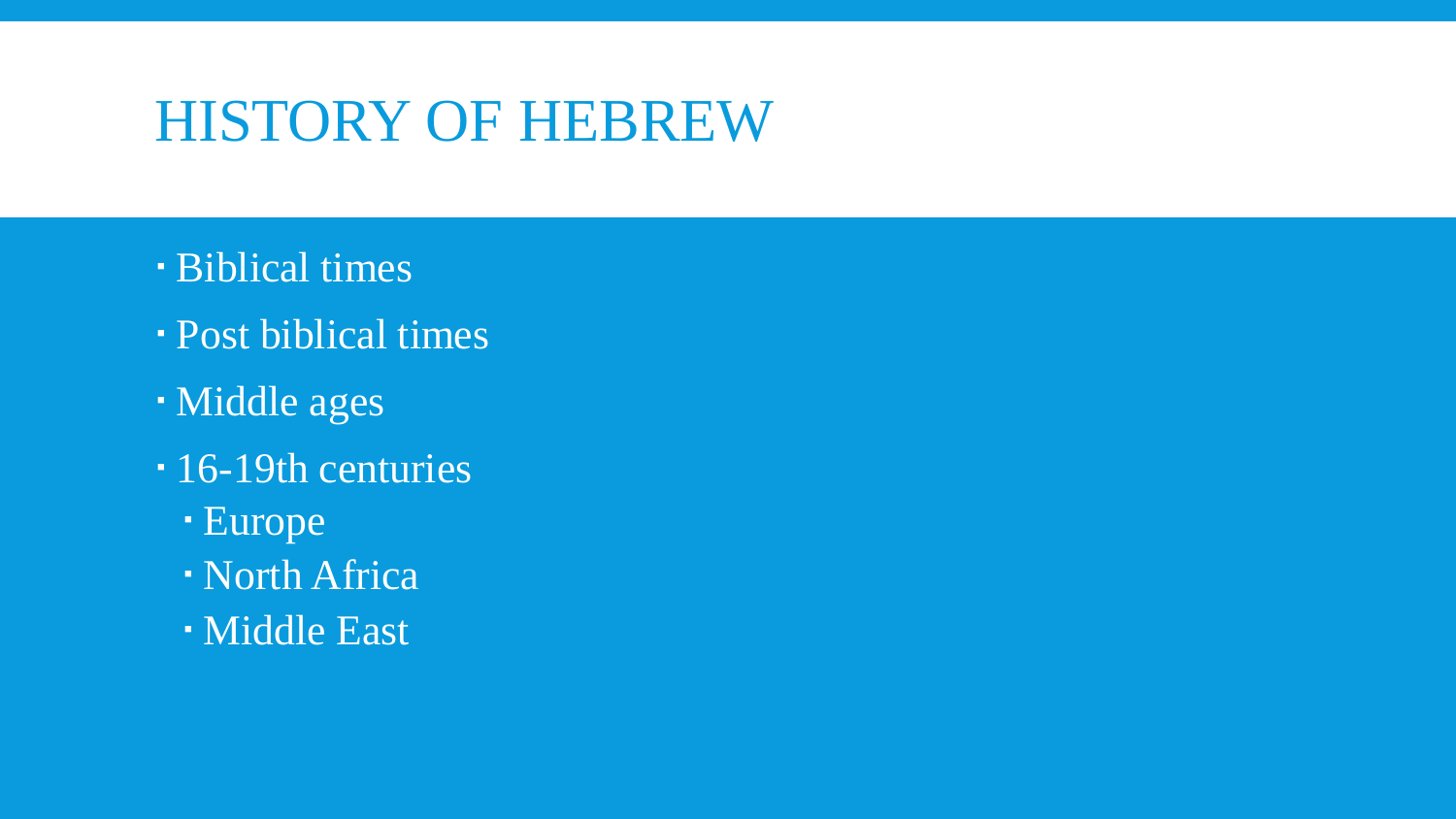# HISTORY OF HEBREW

- Biblical times
- Post biblical times
- Middle ages
- 16-19th centuries
  - Europe
  - North Africa
  - Middle East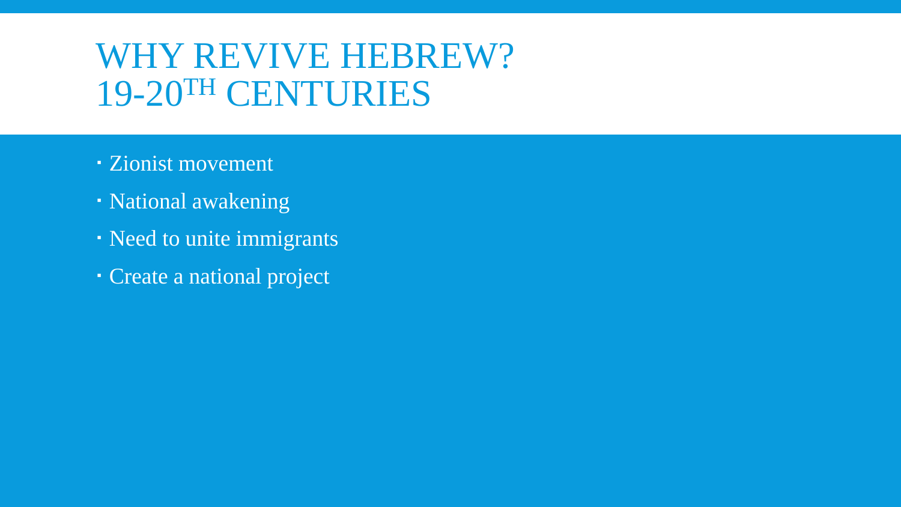# WHY REVIVE HEBREW? 19-20$^{TH}$ CENTURIES

- Zionist movement
- National awakening
- Need to unite immigrants
- Create a national project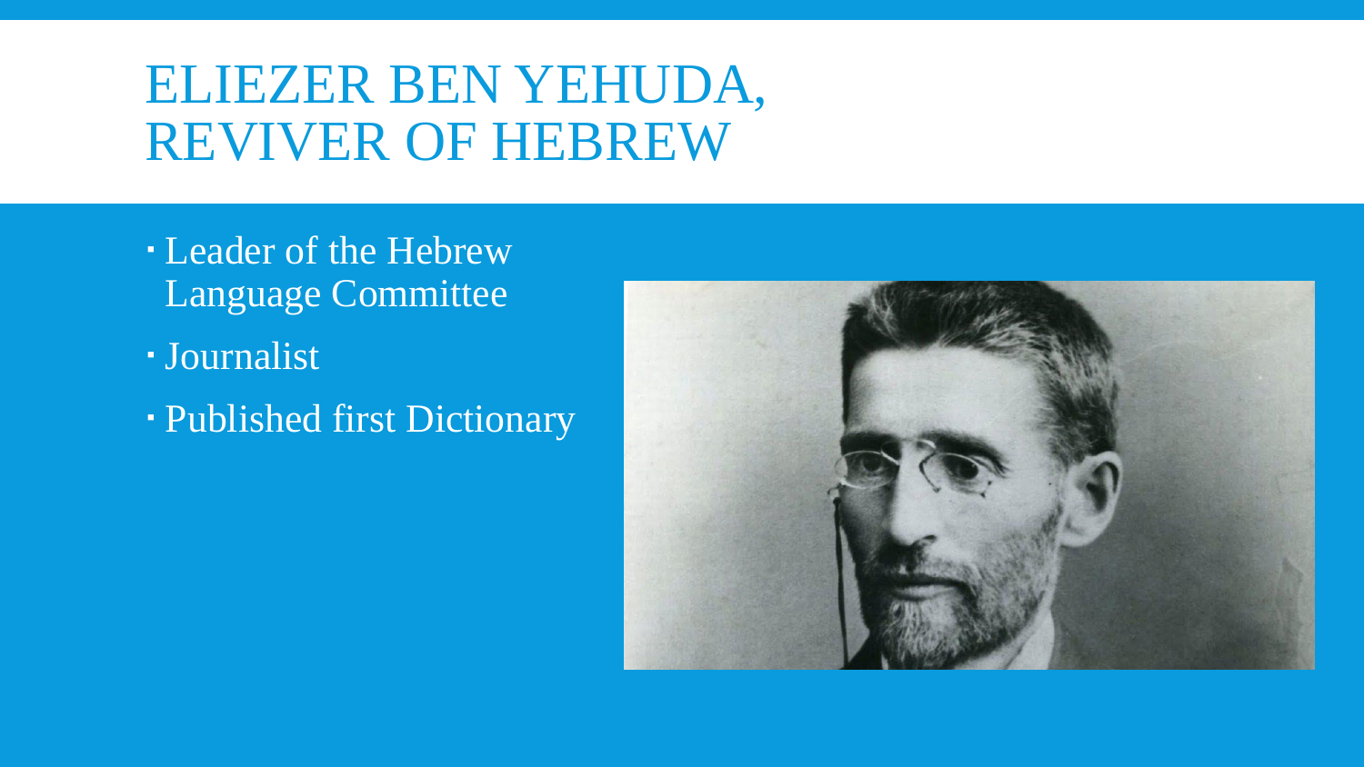# ELIEZER BEN YEHUDA, REVIVER OF HEBREW

- Leader of the Hebrew Language Committee
- Journalist
- Published first Dictionary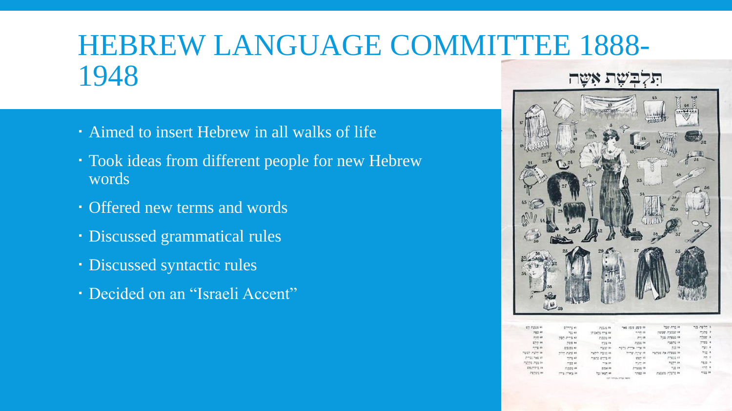# HEBREW LANGUAGE COMMITTEE 1888-1948

- Aimed to insert Hebrew in all walks of life
- Took ideas from different people for new Hebrew words
- Offered new terms and words
- Discussed grammatical rules
- Discussed syntactic rules
- Decided on an "Israeli Accent"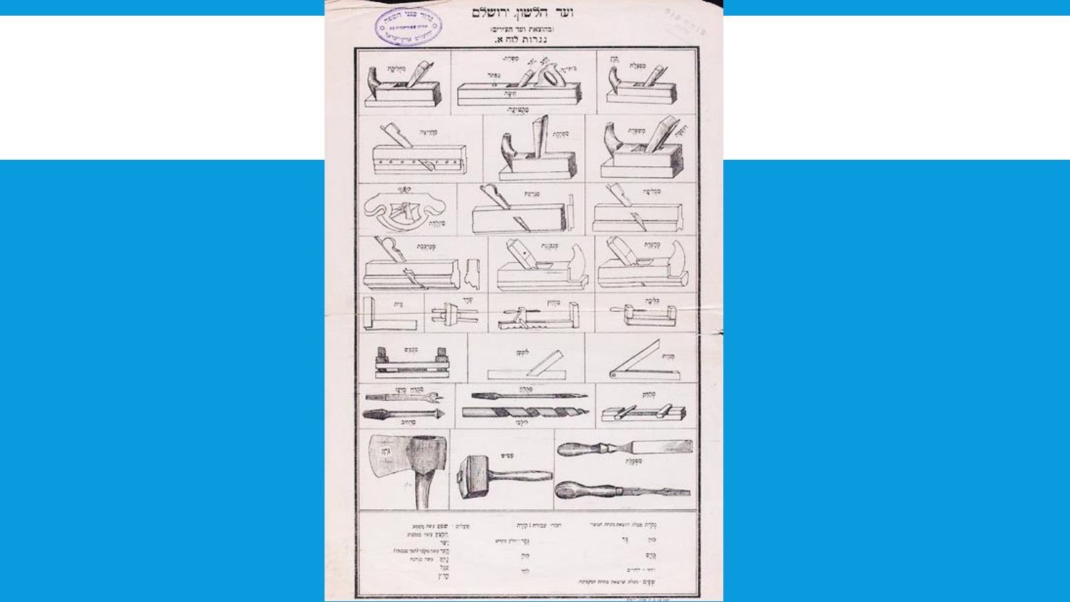# ועד הלשון, ירושלם

(בהוצאת ועד המורים)

נגרות לוח א.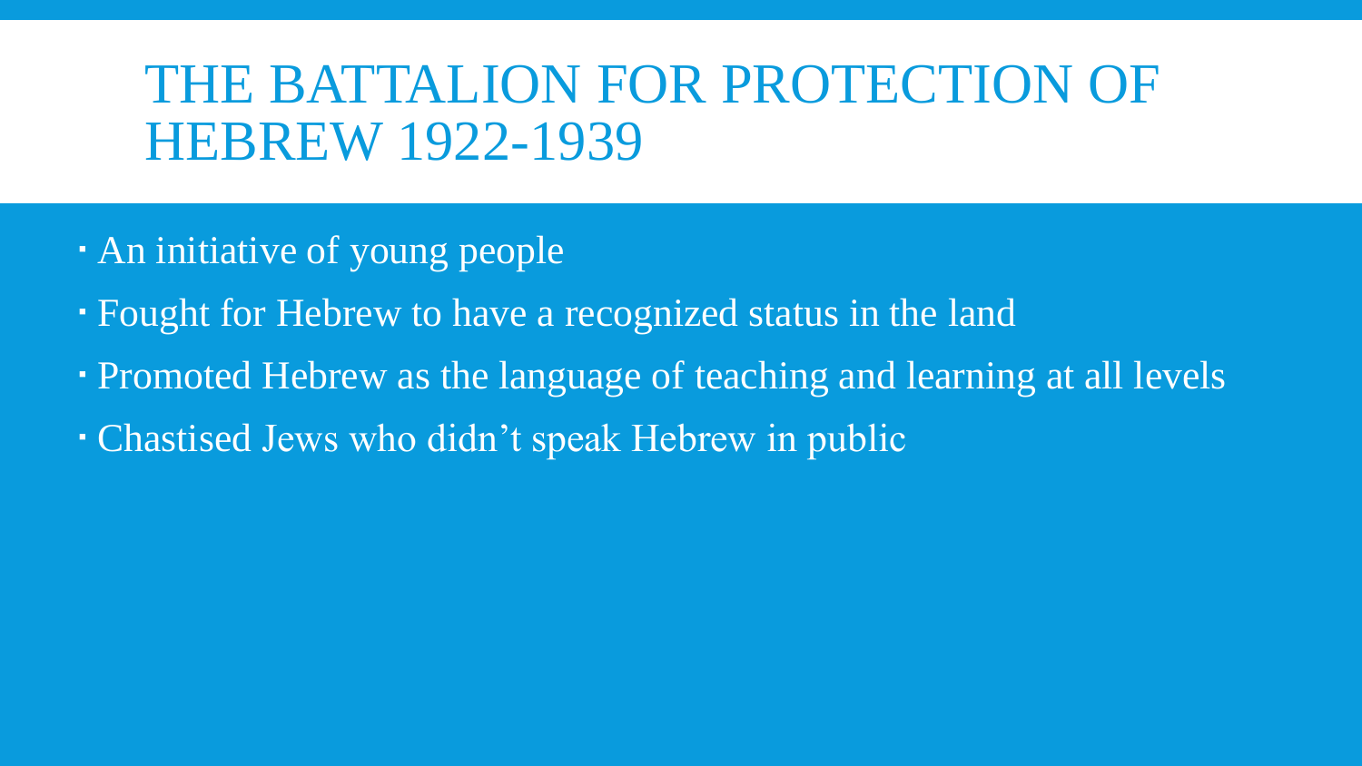# THE BATTALION FOR PROTECTION OF HEBREW 1922-1939

- An initiative of young people
- Fought for Hebrew to have a recognized status in the land
- Promoted Hebrew as the language of teaching and learning at all levels
- Chastised Jews who didn't speak Hebrew in public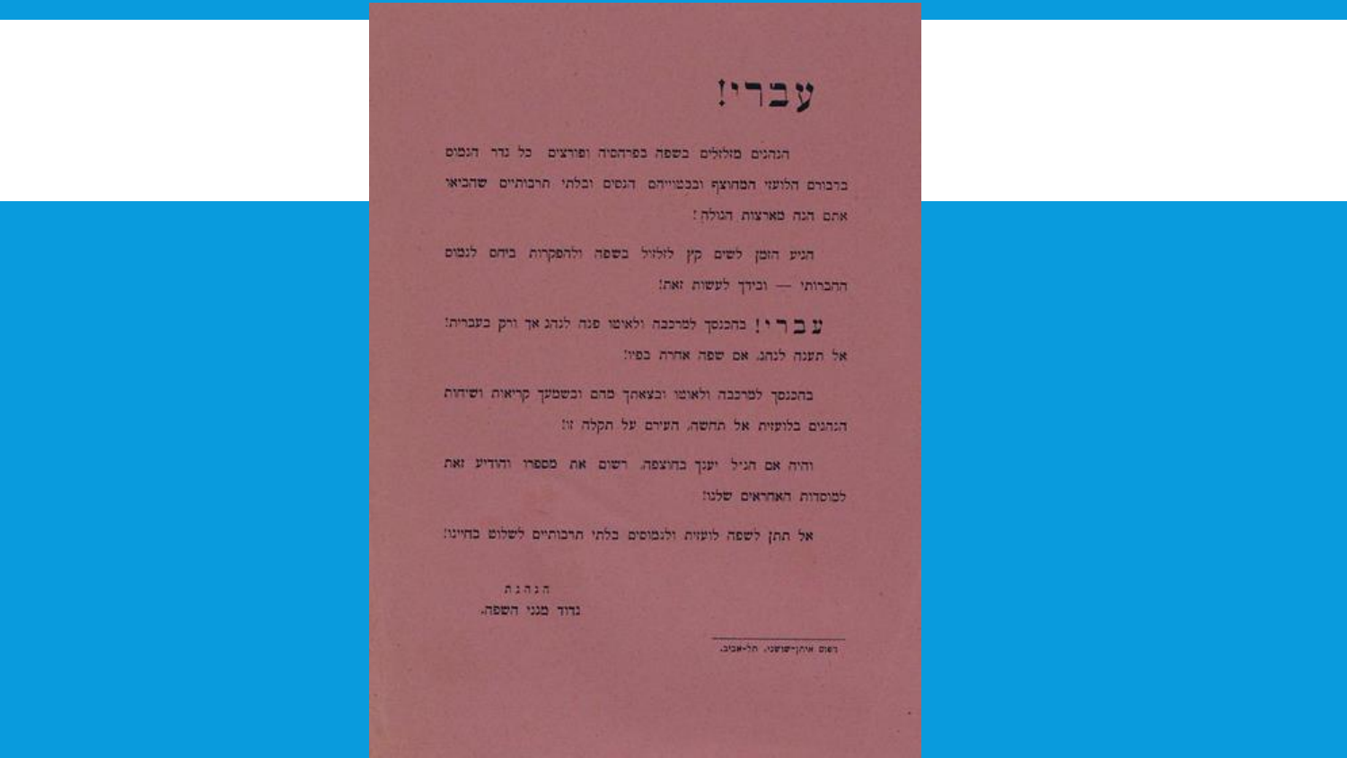# עברי!

הנהגים מזלזלים בשפה בפרהסיה ופורצים כל גדר הנמוס בדבורם הלועזי המחוצף ובבטוייהם הגסים ובלתי תרבותיים שהביאו אתם הנה מארצות הגולה!

הגיע הזמן לשים קץ לזלזול בשפה ולהפקרות ביחס לנמוס החברותי — ובידך לעשות זאת!

**ע ב ר י!** בהכנסך למרכבה ולאוטו פנה לנהג אך ורק בעברית! אל תענה לנהג, אם שפה אחרת בפיו!

בהכנסך למרכבה ולאוטו ובצאתך מהם ובשמעך קריאות ושיחות הנהגים בלועזית אל תחשה, העירם על תקלה זו!

והיה אם הגיל יענך בחוצפה, רשום את מספרו והודיע זאת למוסדות האחראים שלנו!

אל תתן לשפה לועזית ולנמוסים בלתי תרבותיים לשלוט בחיינו!

הנהגת
גדוד מגני השפה.

---

דפוס איתן-שושני, תל-אביב.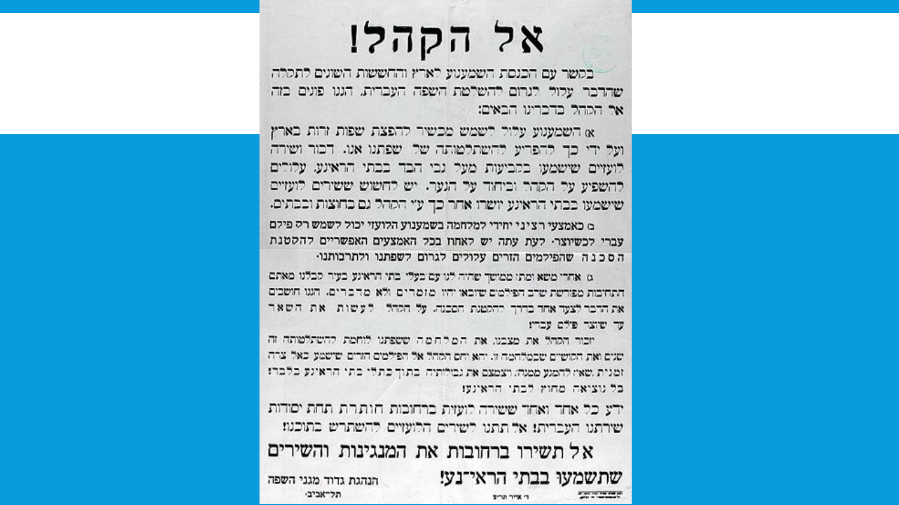# אל הקהל!

בקשר עם הכנסת השמענוע לארץ והחששות השונים לתקלה שהדבר עלול לגרום להשלטת השפה העברית, הננו פונים בזה אל הקהל בדברינו הבאים:

א) השמענוע עלול לשמש מכשיר להפצת שפות זרות בארץ ועל ידי כך להפריע להשתלטותה של שפתנו אנו. דבור ושירה לועזיים שישמעו בקביעות מעל גבי הבד בבתי הראינע, עלולים להשפיע על הקהל וביחוד על הנער. יש לחשוש ששירים לועזיים שישמעו בבתי הראינע יושרו אחר כך ע"י הקהל גם בחוצות ובבתים.

ב) כאמצעי רציני יחידי למלחמה בשמענוע הלועזי יכול לשמש רק פילם עברי לכשיוצר. לעת עתה יש לאחוז בכל האמצעים האפשריים להקטנת הסכנה שהפילמים הזרים עלולים לגרום לשפתנו ולתרבותנו.

ג) אחרי משא ומתן ממושך שהיה לנו עם בעלי בתי הראינע בעיר קבלנו מאתם התחיבות מפורשת שרב הפילמים שיבאו יהיו מזמרים ולא מדברים. הננו חושבים את הדבר לצעד אחד בדרך להקטנת הסכנה. על הקהל לעשות את השאר עד שיצר פילם עברי!

יזכור הקהל את מצבנו, את המלחמה ששפתנו לוחמת להשתלטותה זה שנים ואת הקושים שבמלחמה זו. יראה יחס הקהל אל הפילמים הזרים שישמע כאל צרה זמנית, שאי להמנע ממנה, ויצמצם את גבולותיה בתוך כתלי בתי הראינע בלבד! כל יציאה מחוץ לבתי הראינע!

ידע כל אחד ואחד ששירה לועזית ברחובות חותרת תחת יסודות שירתנו העברית! אל תתנו לשירים הלועזיים להשתרש בתוכנו!

## אל תשירו ברחובות את המנגינות והשירים שתשמעו בבתי הראי"נע!

הנהגת גדוד מגני השפה
תל־אביב.

ד' אייר תרצ"ט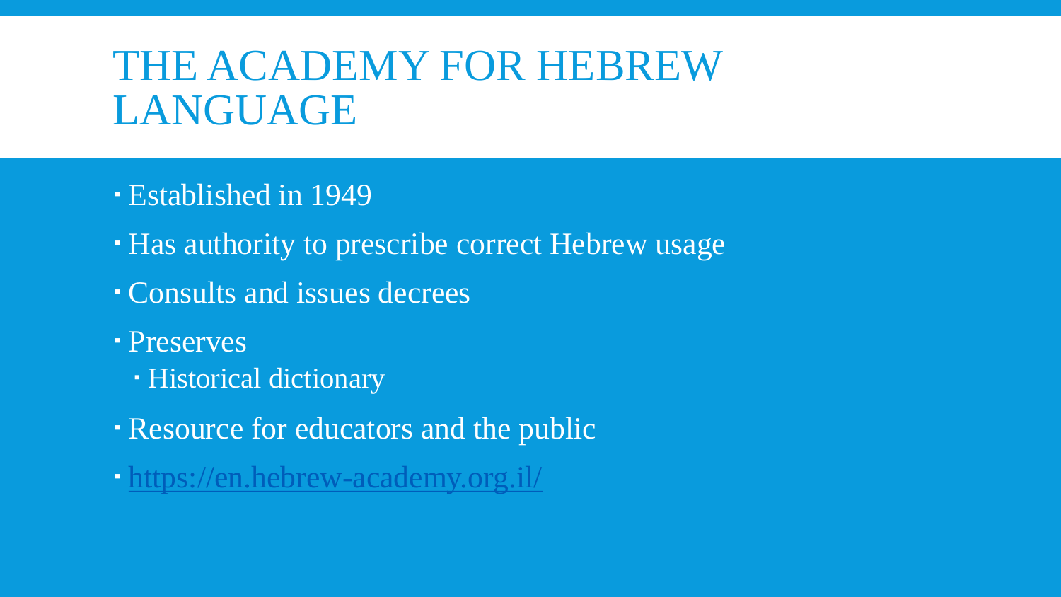# THE ACADEMY FOR HEBREW LANGUAGE

- Established in 1949
- Has authority to prescribe correct Hebrew usage
- Consults and issues decrees
- Preserves
  - Historical dictionary
- Resource for educators and the public
- https://en.hebrew-academy.org.il/